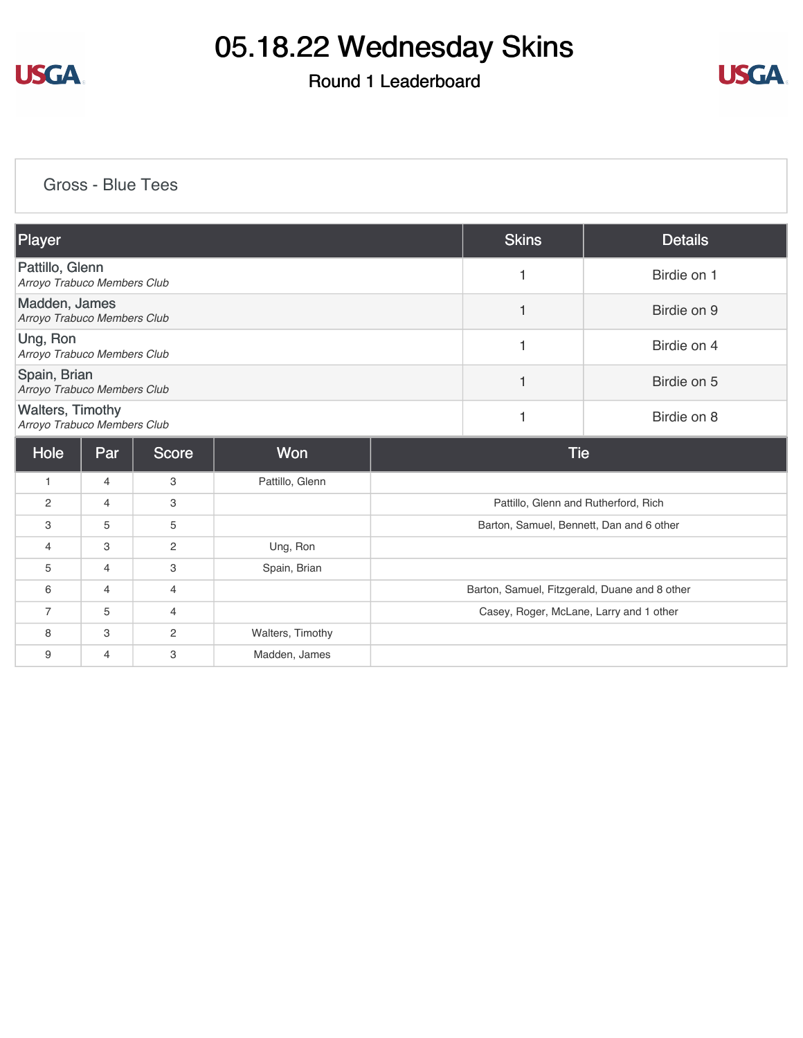# 05.18.22 Wednesday Skins

## Round 1 Leaderboard

### Gross - Blue Tees

| Player | Skins | Details |
|---|---|---|
| Pattillo, Glenn<br>*Arroyo Trabuco Members Club* | 1 | Birdie on 1 |
| Madden, James<br>*Arroyo Trabuco Members Club* | 1 | Birdie on 9 |
| Ung, Ron<br>*Arroyo Trabuco Members Club* | 1 | Birdie on 4 |
| Spain, Brian<br>*Arroyo Trabuco Members Club* | 1 | Birdie on 5 |
| Walters, Timothy<br>*Arroyo Trabuco Members Club* | 1 | Birdie on 8 |

| Hole | Par | Score | Won | Tie |
|---|---|---|---|---|
| 1 | 4 | 3 | Pattillo, Glenn | |
| 2 | 4 | 3 | | Pattillo, Glenn and Rutherford, Rich |
| 3 | 5 | 5 | | Barton, Samuel, Bennett, Dan and 6 other |
| 4 | 3 | 2 | Ung, Ron | |
| 5 | 4 | 3 | Spain, Brian | |
| 6 | 4 | 4 | | Barton, Samuel, Fitzgerald, Duane and 8 other |
| 7 | 5 | 4 | | Casey, Roger, McLane, Larry and 1 other |
| 8 | 3 | 2 | Walters, Timothy | |
| 9 | 4 | 3 | Madden, James | |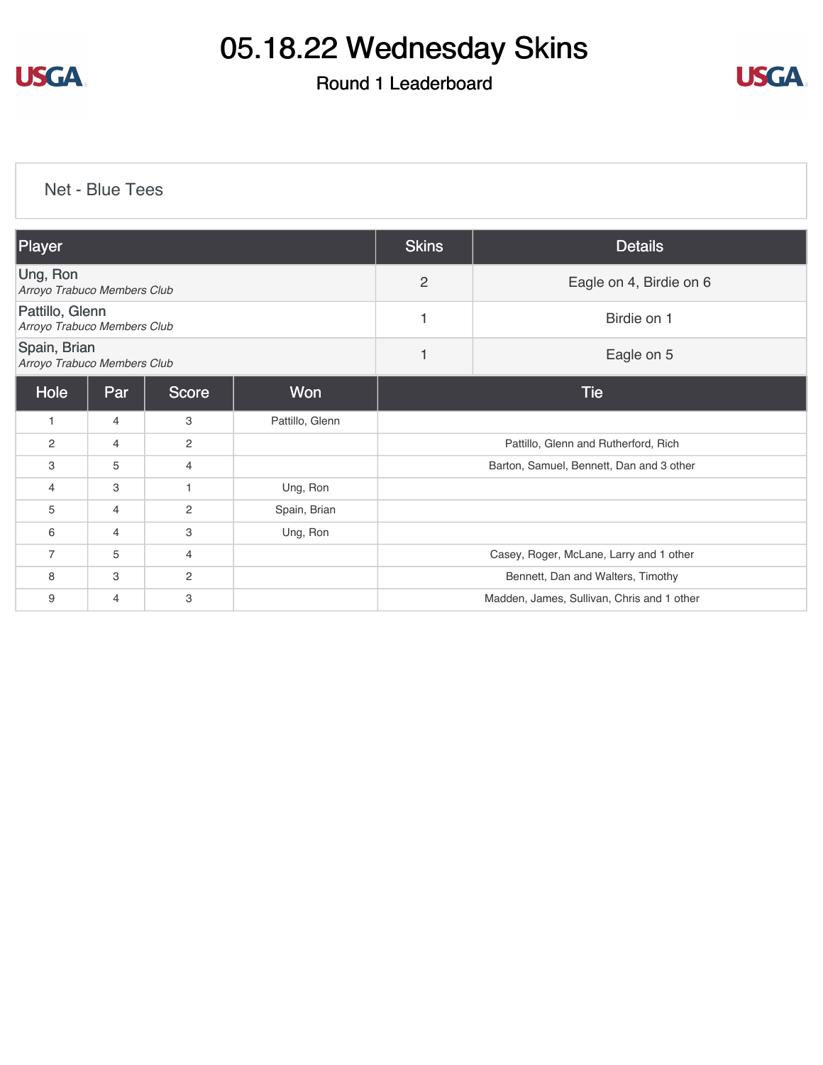# 05.18.22 Wednesday Skins

## Round 1 Leaderboard

### Net - Blue Tees

| Player | Skins | Details |
|---|---|---|
| Ung, Ron<br>*Arroyo Trabuco Members Club* | 2 | Eagle on 4, Birdie on 6 |
| Pattillo, Glenn<br>*Arroyo Trabuco Members Club* | 1 | Birdie on 1 |
| Spain, Brian<br>*Arroyo Trabuco Members Club* | 1 | Eagle on 5 |

| Hole | Par | Score | Won | Tie |
|---|---|---|---|---|
| 1 | 4 | 3 | Pattillo, Glenn | |
| 2 | 4 | 2 | | Pattillo, Glenn and Rutherford, Rich |
| 3 | 5 | 4 | | Barton, Samuel, Bennett, Dan and 3 other |
| 4 | 3 | 1 | Ung, Ron | |
| 5 | 4 | 2 | Spain, Brian | |
| 6 | 4 | 3 | Ung, Ron | |
| 7 | 5 | 4 | | Casey, Roger, McLane, Larry and 1 other |
| 8 | 3 | 2 | | Bennett, Dan and Walters, Timothy |
| 9 | 4 | 3 | | Madden, James, Sullivan, Chris and 1 other |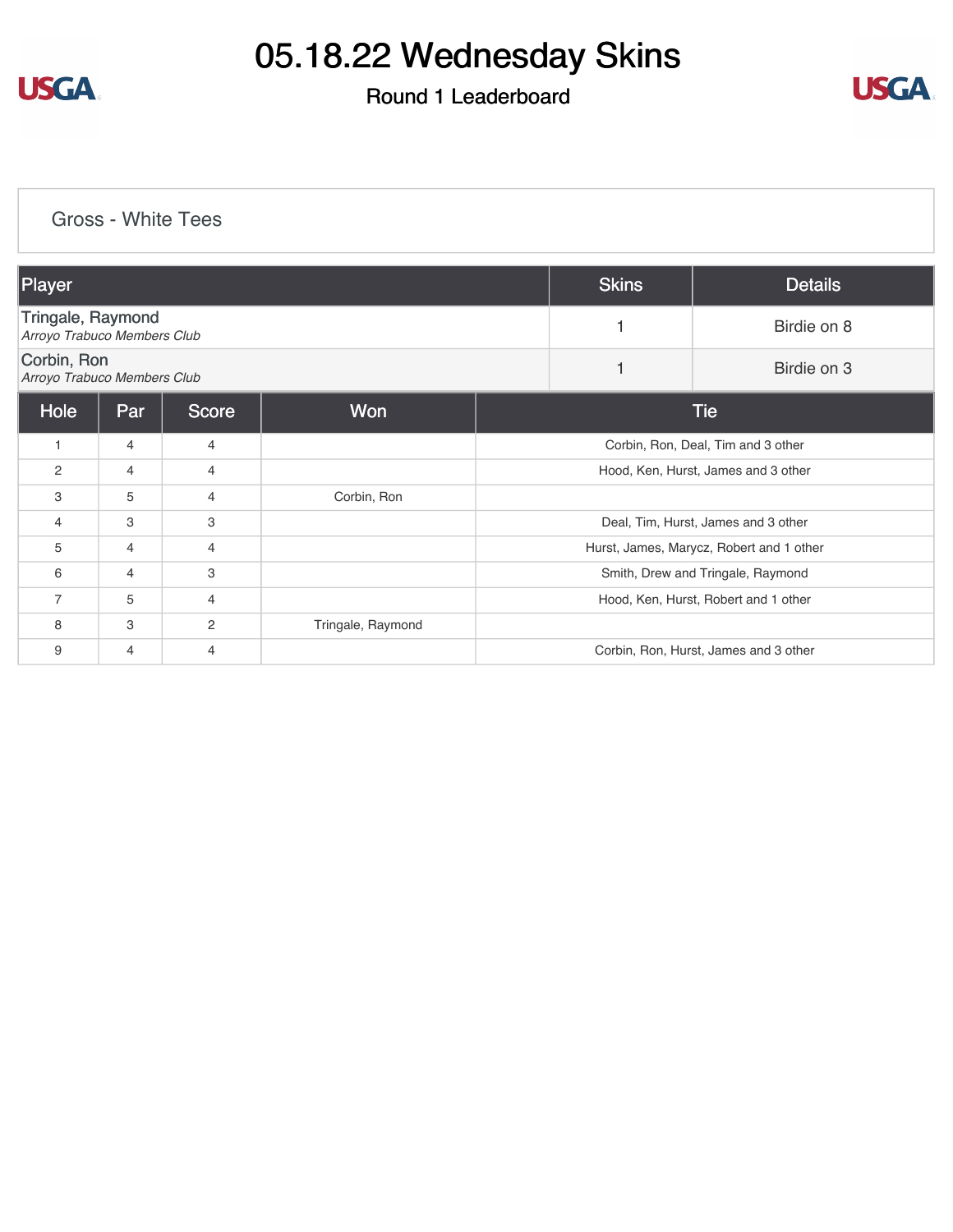# 05.18.22 Wednesday Skins

## Round 1 Leaderboard

### Gross - White Tees

| Player | Skins | Details |
|---|---|---|
| Tringale, Raymond *Arroyo Trabuco Members Club* | 1 | Birdie on 8 |
| Corbin, Ron *Arroyo Trabuco Members Club* | 1 | Birdie on 3 |

| Hole | Par | Score | Won | Tie |
|---|---|---|---|---|
| 1 | 4 | 4 | | Corbin, Ron, Deal, Tim and 3 other |
| 2 | 4 | 4 | | Hood, Ken, Hurst, James and 3 other |
| 3 | 5 | 4 | Corbin, Ron | |
| 4 | 3 | 3 | | Deal, Tim, Hurst, James and 3 other |
| 5 | 4 | 4 | | Hurst, James, Marycz, Robert and 1 other |
| 6 | 4 | 3 | | Smith, Drew and Tringale, Raymond |
| 7 | 5 | 4 | | Hood, Ken, Hurst, Robert and 1 other |
| 8 | 3 | 2 | Tringale, Raymond | |
| 9 | 4 | 4 | | Corbin, Ron, Hurst, James and 3 other |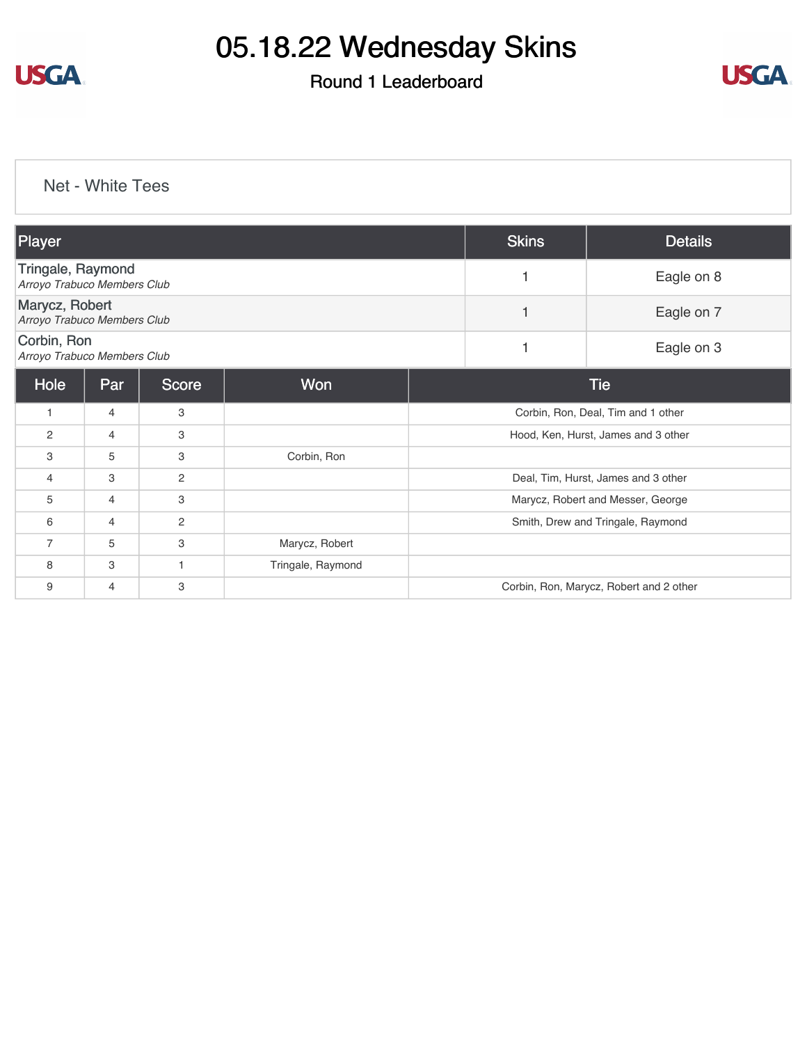# 05.18.22 Wednesday Skins

## Round 1 Leaderboard

### Net - White Tees

| Player | Skins | Details |
|---|---|---|
| Tringale, Raymond<br>*Arroyo Trabuco Members Club* | 1 | Eagle on 8 |
| Marycz, Robert<br>*Arroyo Trabuco Members Club* | 1 | Eagle on 7 |
| Corbin, Ron<br>*Arroyo Trabuco Members Club* | 1 | Eagle on 3 |

| Hole | Par | Score | Won | Tie |
|---|---|---|---|---|
| 1 | 4 | 3 | | Corbin, Ron, Deal, Tim and 1 other |
| 2 | 4 | 3 | | Hood, Ken, Hurst, James and 3 other |
| 3 | 5 | 3 | Corbin, Ron | |
| 4 | 3 | 2 | | Deal, Tim, Hurst, James and 3 other |
| 5 | 4 | 3 | | Marycz, Robert and Messer, George |
| 6 | 4 | 2 | | Smith, Drew and Tringale, Raymond |
| 7 | 5 | 3 | Marycz, Robert | |
| 8 | 3 | 1 | Tringale, Raymond | |
| 9 | 4 | 3 | | Corbin, Ron, Marycz, Robert and 2 other |